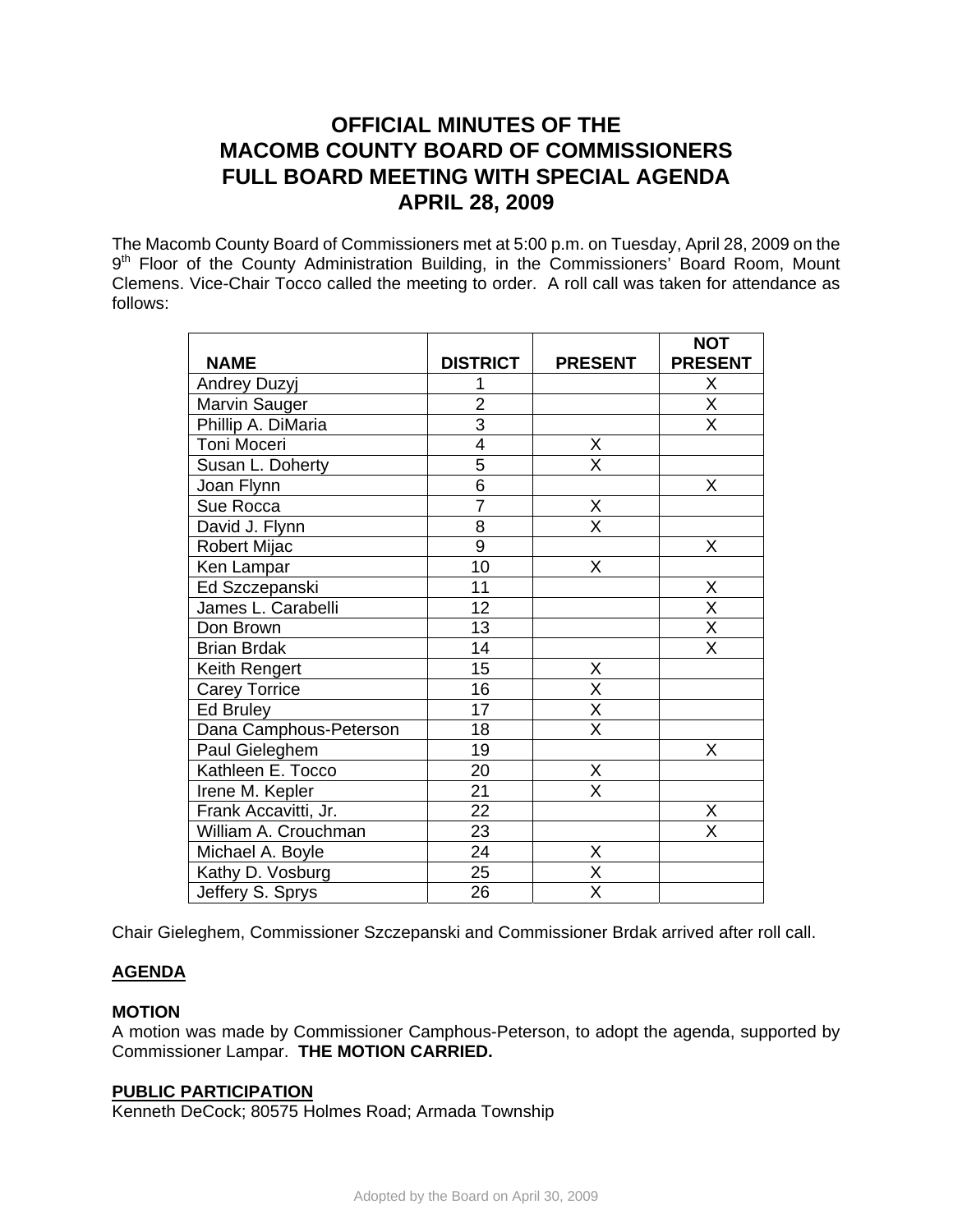# OFFICIAL MINUTES OF THE MACOMB COUNTY BOARD OF COMMISSIONERS FULL BOARD MEETING WITH SPECIAL AGENDA APRIL 28, 2009

The Macomb County Board of Commissioners met at 5:00 p.m. on Tuesday, April 28, 2009 on the 9th Floor of the County Administration Building, in the Commissioners' Board Room, Mount Clemens. Vice-Chair Tocco called the meeting to order. A roll call was taken for attendance as follows:

| NAME | DISTRICT | PRESENT | NOT PRESENT |
|---|---|---|---|
| Andrey Duzyj | 1 | | X |
| Marvin Sauger | 2 | | X |
| Phillip A. DiMaria | 3 | | X |
| Toni Moceri | 4 | X | |
| Susan L. Doherty | 5 | X | |
| Joan Flynn | 6 | | X |
| Sue Rocca | 7 | X | |
| David J. Flynn | 8 | X | |
| Robert Mijac | 9 | | X |
| Ken Lampar | 10 | X | |
| Ed Szczepanski | 11 | | X |
| James L. Carabelli | 12 | | X |
| Don Brown | 13 | | X |
| Brian Brdak | 14 | | X |
| Keith Rengert | 15 | X | |
| Carey Torrice | 16 | X | |
| Ed Bruley | 17 | X | |
| Dana Camphous-Peterson | 18 | X | |
| Paul Gieleghem | 19 | | X |
| Kathleen E. Tocco | 20 | X | |
| Irene M. Kepler | 21 | X | |
| Frank Accavitti, Jr. | 22 | | X |
| William A. Crouchman | 23 | | X |
| Michael A. Boyle | 24 | X | |
| Kathy D. Vosburg | 25 | X | |
| Jeffery S. Sprys | 26 | X | |

Chair Gieleghem, Commissioner Szczepanski and Commissioner Brdak arrived after roll call.

## AGENDA

### MOTION

A motion was made by Commissioner Camphous-Peterson, to adopt the agenda, supported by Commissioner Lampar. **THE MOTION CARRIED.**

## PUBLIC PARTICIPATION

Kenneth DeCock; 80575 Holmes Road; Armada Township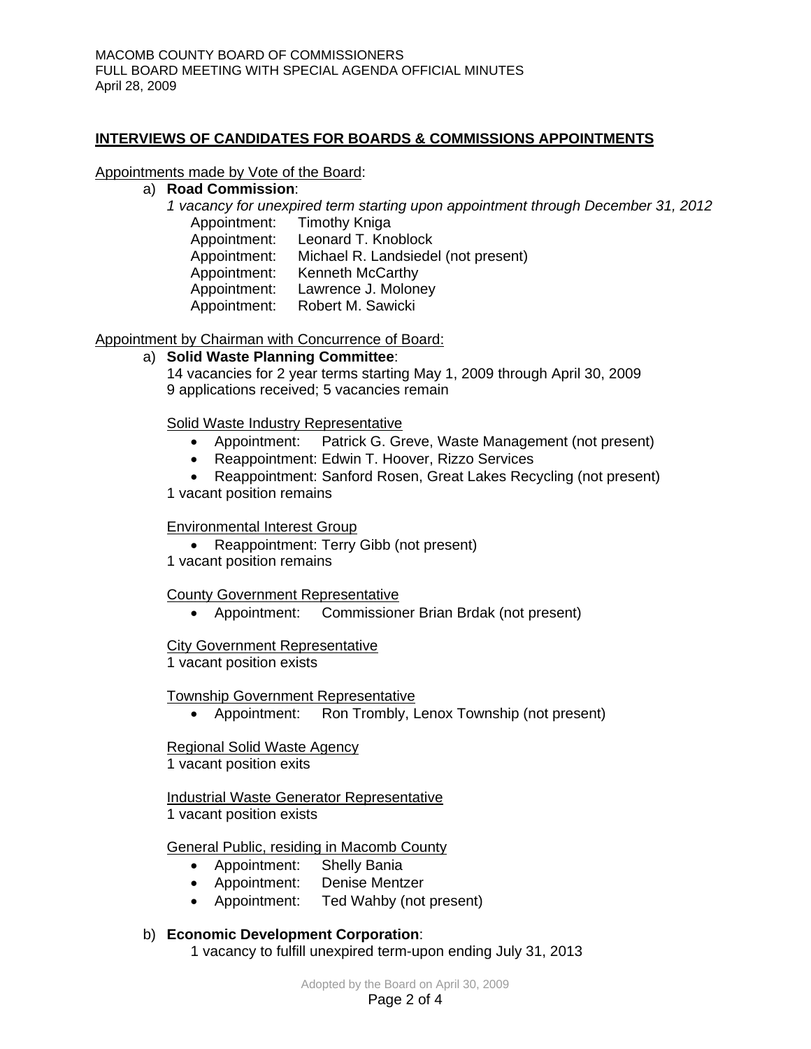## INTERVIEWS OF CANDIDATES FOR BOARDS & COMMISSIONS APPOINTMENTS

Appointments made by Vote of the Board:

a) **Road Commission**:

*1 vacancy for unexpired term starting upon appointment through December 31, 2012*

Appointment: Timothy Kniga
Appointment: Leonard T. Knoblock
Appointment: Michael R. Landsiedel (not present)
Appointment: Kenneth McCarthy
Appointment: Lawrence J. Moloney
Appointment: Robert M. Sawicki

Appointment by Chairman with Concurrence of Board:

a) **Solid Waste Planning Committee**:

14 vacancies for 2 year terms starting May 1, 2009 through April 30, 2009
9 applications received; 5 vacancies remain

Solid Waste Industry Representative

- Appointment: Patrick G. Greve, Waste Management (not present)
- Reappointment: Edwin T. Hoover, Rizzo Services
- Reappointment: Sanford Rosen, Great Lakes Recycling (not present)

1 vacant position remains

Environmental Interest Group

- Reappointment: Terry Gibb (not present)

1 vacant position remains

County Government Representative

- Appointment: Commissioner Brian Brdak (not present)

City Government Representative

1 vacant position exists

Township Government Representative

- Appointment: Ron Trombly, Lenox Township (not present)

Regional Solid Waste Agency

1 vacant position exits

Industrial Waste Generator Representative

1 vacant position exists

General Public, residing in Macomb County

- Appointment: Shelly Bania
- Appointment: Denise Mentzer
- Appointment: Ted Wahby (not present)

b) **Economic Development Corporation**:

1 vacancy to fulfill unexpired term-upon ending July 31, 2013

Adopted by the Board on April 30, 2009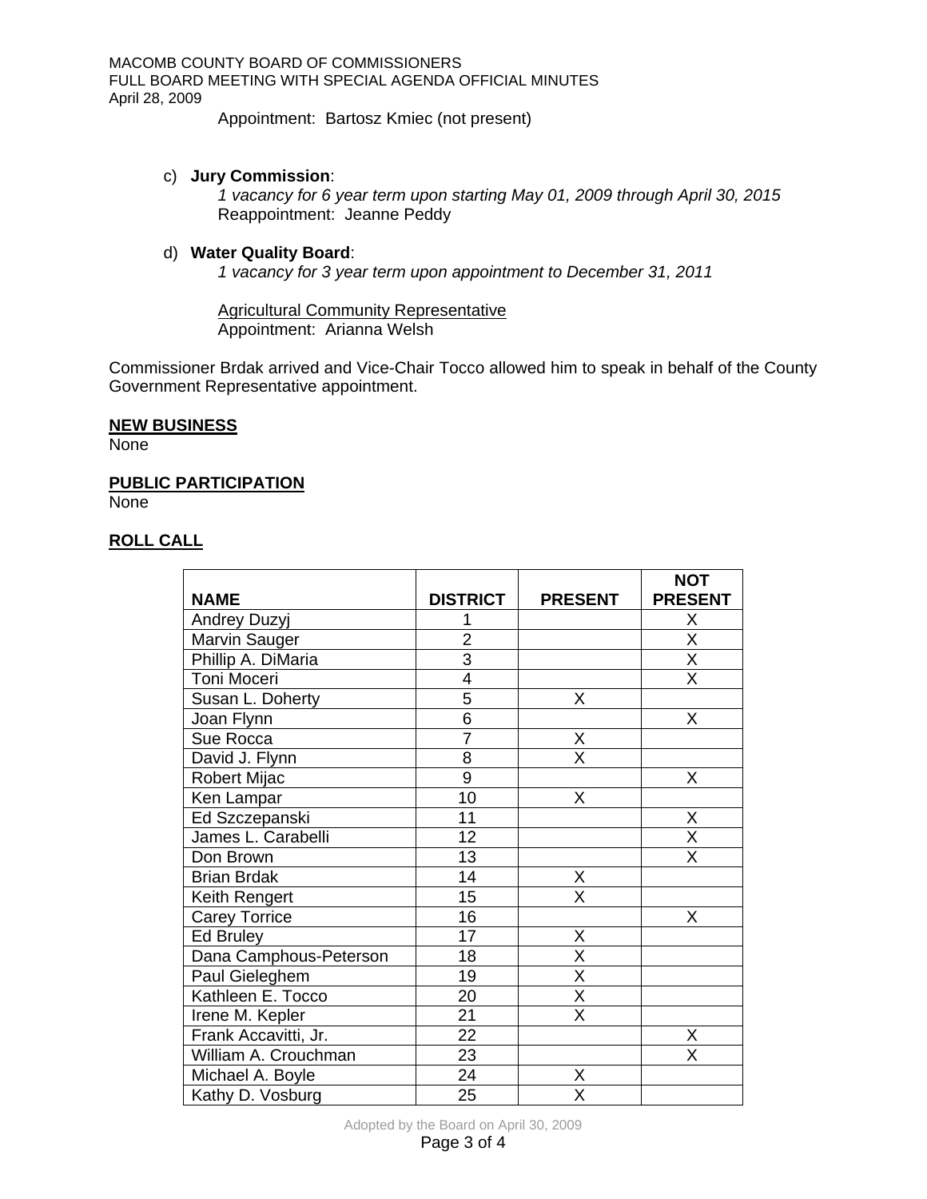Appointment: Bartosz Kmiec (not present)

c) **Jury Commission**:

*1 vacancy for 6 year term upon starting May 01, 2009 through April 30, 2015*
Reappointment: Jeanne Peddy

d) **Water Quality Board**:

*1 vacancy for 3 year term upon appointment to December 31, 2011*

<u>Agricultural Community Representative</u>
Appointment: Arianna Welsh

Commissioner Brdak arrived and Vice-Chair Tocco allowed him to speak in behalf of the County Government Representative appointment.

**<u>NEW BUSINESS</u>**
None

**<u>PUBLIC PARTICIPATION</u>**
None

**<u>ROLL CALL</u>**

| NAME | DISTRICT | PRESENT | NOT PRESENT |
|---|---|---|---|
| Andrey Duzyj | 1 | | X |
| Marvin Sauger | 2 | | X |
| Phillip A. DiMaria | 3 | | X |
| Toni Moceri | 4 | | X |
| Susan L. Doherty | 5 | X | |
| Joan Flynn | 6 | | X |
| Sue Rocca | 7 | X | |
| David J. Flynn | 8 | X | |
| Robert Mijac | 9 | | X |
| Ken Lampar | 10 | X | |
| Ed Szczepanski | 11 | | X |
| James L. Carabelli | 12 | | X |
| Don Brown | 13 | | X |
| Brian Brdak | 14 | X | |
| Keith Rengert | 15 | X | |
| Carey Torrice | 16 | | X |
| Ed Bruley | 17 | X | |
| Dana Camphous-Peterson | 18 | X | |
| Paul Gieleghem | 19 | X | |
| Kathleen E. Tocco | 20 | X | |
| Irene M. Kepler | 21 | X | |
| Frank Accavitti, Jr. | 22 | | X |
| William A. Crouchman | 23 | | X |
| Michael A. Boyle | 24 | X | |
| Kathy D. Vosburg | 25 | X | |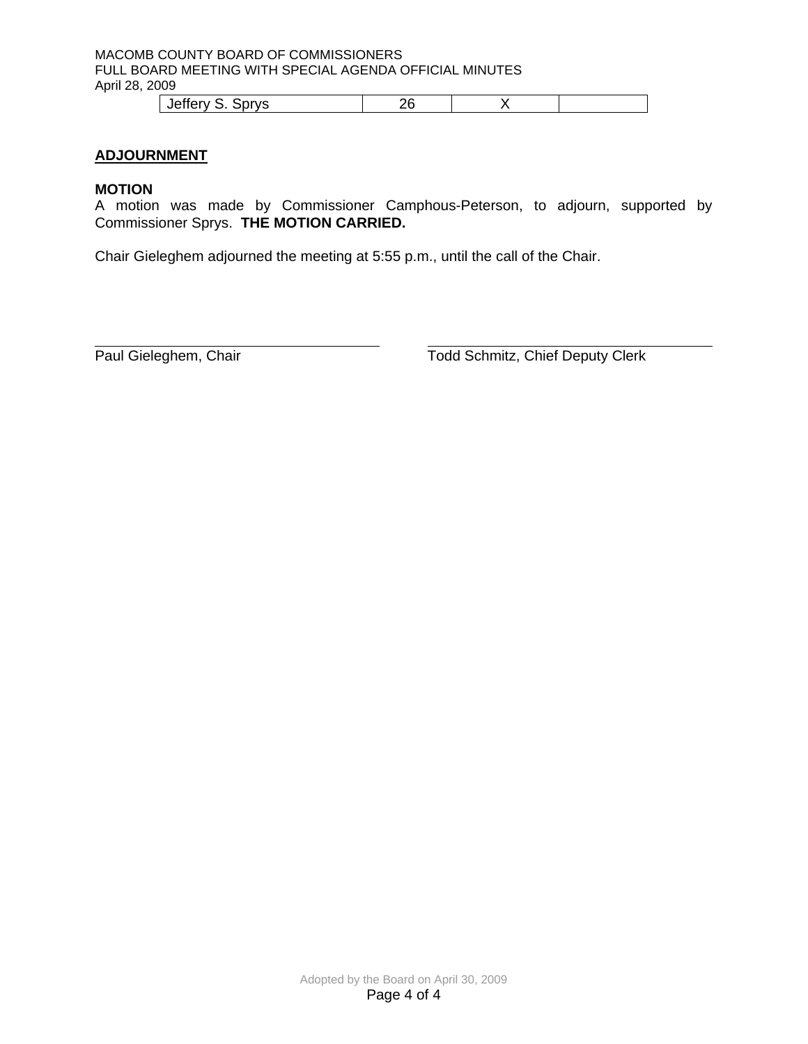| | | | |
|---|---|---|---|
| Jeffery S. Sprys | 26 | X | |

**ADJOURNMENT**

**MOTION**

A motion was made by Commissioner Camphous-Peterson, to adjourn, supported by Commissioner Sprys. **THE MOTION CARRIED.**

Chair Gieleghem adjourned the meeting at 5:55 p.m., until the call of the Chair.

Paul Gieleghem, Chair

Todd Schmitz, Chief Deputy Clerk

Adopted by the Board on April 30, 2009